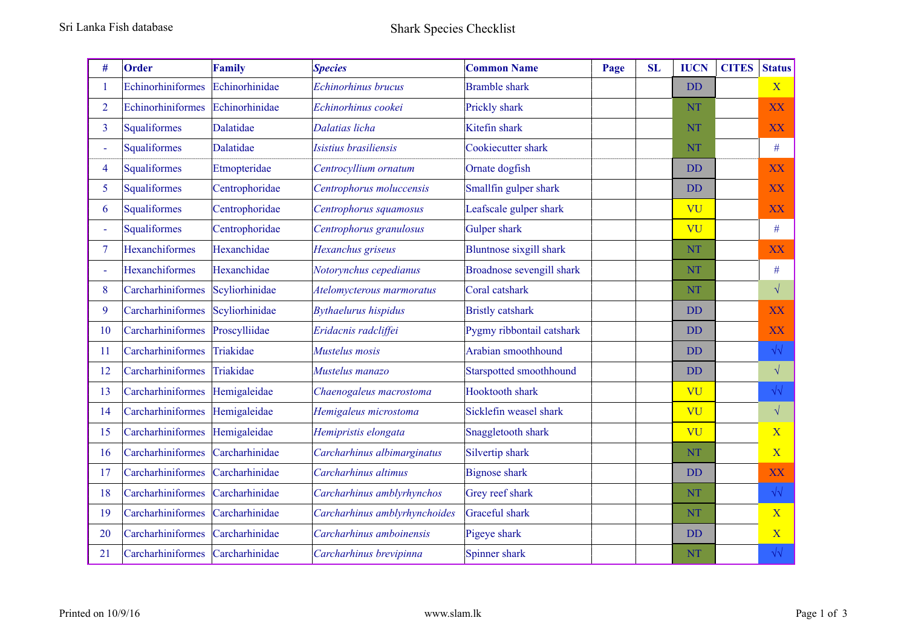# Shark Species Checklist

| # | Order | Family | *Species* | Common Name | Page | SL | IUCN | CITES | Status |
|---|---|---|---|---|---|---|---|---|---|
| 1 | Echinorhiniformes | Echinorhinidae | *Echinorhinus brucus* | Bramble shark | | | DD | | X |
| 2 | Echinorhiniformes | Echinorhinidae | *Echinorhinus cookei* | Prickly shark | | | NT | | XX |
| 3 | Squaliformes | Dalatidae | *Dalatias licha* | Kitefin shark | | | NT | | XX |
| - | Squaliformes | Dalatidae | *Isistius brasiliensis* | Cookiecutter shark | | | NT | | # |
| 4 | Squaliformes | Etmopteridae | *Centrocyllium ornatum* | Ornate dogfish | | | DD | | XX |
| 5 | Squaliformes | Centrophoridae | *Centrophorus moluccensis* | Smallfin gulper shark | | | DD | | XX |
| 6 | Squaliformes | Centrophoridae | *Centrophorus squamosus* | Leafscale gulper shark | | | VU | | XX |
| - | Squaliformes | Centrophoridae | *Centrophorus granulosus* | Gulper shark | | | VU | | # |
| 7 | Hexanchiformes | Hexanchidae | *Hexanchus griseus* | Bluntnose sixgill shark | | | NT | | XX |
| - | Hexanchiformes | Hexanchidae | *Notorynchus cepedianus* | Broadnose sevengill shark | | | NT | | # |
| 8 | Carcharhiniformes | Scyliorhinidae | *Atelomycterous marmoratus* | Coral catshark | | | NT | | √ |
| 9 | Carcharhiniformes | Scyliorhinidae | *Bythaelurus hispidus* | Bristly catshark | | | DD | | XX |
| 10 | Carcharhiniformes | Proscylliidae | *Eridacnis radcliffei* | Pygmy ribbontail catshark | | | DD | | XX |
| 11 | Carcharhiniformes | Triakidae | *Mustelus mosis* | Arabian smoothhound | | | DD | | √√ |
| 12 | Carcharhiniformes | Triakidae | *Mustelus manazo* | Starspotted smoothhound | | | DD | | √ |
| 13 | Carcharhiniformes | Hemigaleidae | *Chaenogaleus macrostoma* | Hooktooth shark | | | VU | | √√ |
| 14 | Carcharhiniformes | Hemigaleidae | *Hemigaleus microstoma* | Sicklefin weasel shark | | | VU | | √ |
| 15 | Carcharhiniformes | Hemigaleidae | *Hemipristis elongata* | Snaggletooth shark | | | VU | | X |
| 16 | Carcharhiniformes | Carcharhinidae | *Carcharhinus albimarginatus* | Silvertip shark | | | NT | | X |
| 17 | Carcharhiniformes | Carcharhinidae | *Carcharhinus altimus* | Bignose shark | | | DD | | XX |
| 18 | Carcharhiniformes | Carcharhinidae | *Carcharhinus amblyrhynchos* | Grey reef shark | | | NT | | √√ |
| 19 | Carcharhiniformes | Carcharhinidae | *Carcharhinus amblyrhynchoides* | Graceful shark | | | NT | | X |
| 20 | Carcharhiniformes | Carcharhinidae | *Carcharhinus amboinensis* | Pigeye shark | | | DD | | X |
| 21 | Carcharhiniformes | Carcharhinidae | *Carcharhinus brevipinna* | Spinner shark | | | NT | | √√ |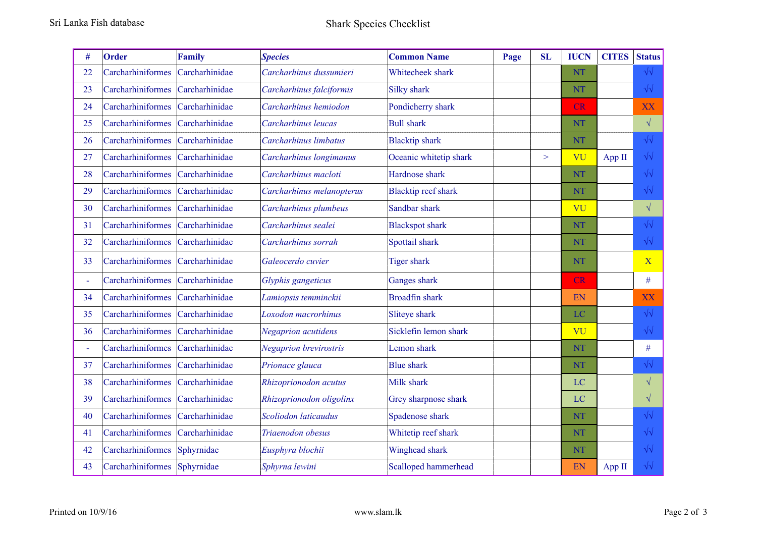| # | Order | Family | *Species* | Common Name | Page | SL | IUCN | CITES | Status |
|---|---|---|---|---|---|---|---|---|---|
| 22 | Carcharhiniformes | Carcharhinidae | *Carcharhinus dussumieri* | Whitecheek shark | | | NT | | √√ |
| 23 | Carcharhiniformes | Carcharhinidae | *Carcharhinus falciformis* | Silky shark | | | NT | | √√ |
| 24 | Carcharhiniformes | Carcharhinidae | *Carcharhinus hemiodon* | Pondicherry shark | | | CR | | XX |
| 25 | Carcharhiniformes | Carcharhinidae | *Carcharhinus leucas* | Bull shark | | | NT | | √ |
| 26 | Carcharhiniformes | Carcharhinidae | *Carcharhinus limbatus* | Blacktip shark | | | NT | | √√ |
| 27 | Carcharhiniformes | Carcharhinidae | *Carcharhinus longimanus* | Oceanic whitetip shark | | > | VU | App II | √√ |
| 28 | Carcharhiniformes | Carcharhinidae | *Carcharhinus macloti* | Hardnose shark | | | NT | | √√ |
| 29 | Carcharhiniformes | Carcharhinidae | *Carcharhinus melanopterus* | Blacktip reef shark | | | NT | | √√ |
| 30 | Carcharhiniformes | Carcharhinidae | *Carcharhinus plumbeus* | Sandbar shark | | | VU | | √ |
| 31 | Carcharhiniformes | Carcharhinidae | *Carcharhinus sealei* | Blackspot shark | | | NT | | √√ |
| 32 | Carcharhiniformes | Carcharhinidae | *Carcharhinus sorrah* | Spottail shark | | | NT | | √√ |
| 33 | Carcharhiniformes | Carcharhinidae | *Galeocerdo cuvier* | Tiger shark | | | NT | | X |
| - | Carcharhiniformes | Carcharhinidae | *Glyphis gangeticus* | Ganges shark | | | CR | | # |
| 34 | Carcharhiniformes | Carcharhinidae | *Lamiopsis temminckii* | Broadfin shark | | | EN | | XX |
| 35 | Carcharhiniformes | Carcharhinidae | *Loxodon macrorhinus* | Sliteye shark | | | LC | | √√ |
| 36 | Carcharhiniformes | Carcharhinidae | *Negaprion acutidens* | Sicklefin lemon shark | | | VU | | √√ |
| - | Carcharhiniformes | Carcharhinidae | *Negaprion brevirostris* | Lemon shark | | | NT | | # |
| 37 | Carcharhiniformes | Carcharhinidae | *Prionace glauca* | Blue shark | | | NT | | √√ |
| 38 | Carcharhiniformes | Carcharhinidae | *Rhizoprionodon acutus* | Milk shark | | | LC | | √ |
| 39 | Carcharhiniformes | Carcharhinidae | *Rhizoprionodon oligolinx* | Grey sharpnose shark | | | LC | | √ |
| 40 | Carcharhiniformes | Carcharhinidae | *Scoliodon laticaudus* | Spadenose shark | | | NT | | √√ |
| 41 | Carcharhiniformes | Carcharhinidae | *Triaenodon obesus* | Whitetip reef shark | | | NT | | √√ |
| 42 | Carcharhiniformes | Sphyrnidae | *Eusphyra blochii* | Winghead shark | | | NT | | √√ |
| 43 | Carcharhiniformes | Sphyrnidae | *Sphyrna lewini* | Scalloped hammerhead | | | EN | App II | √√ |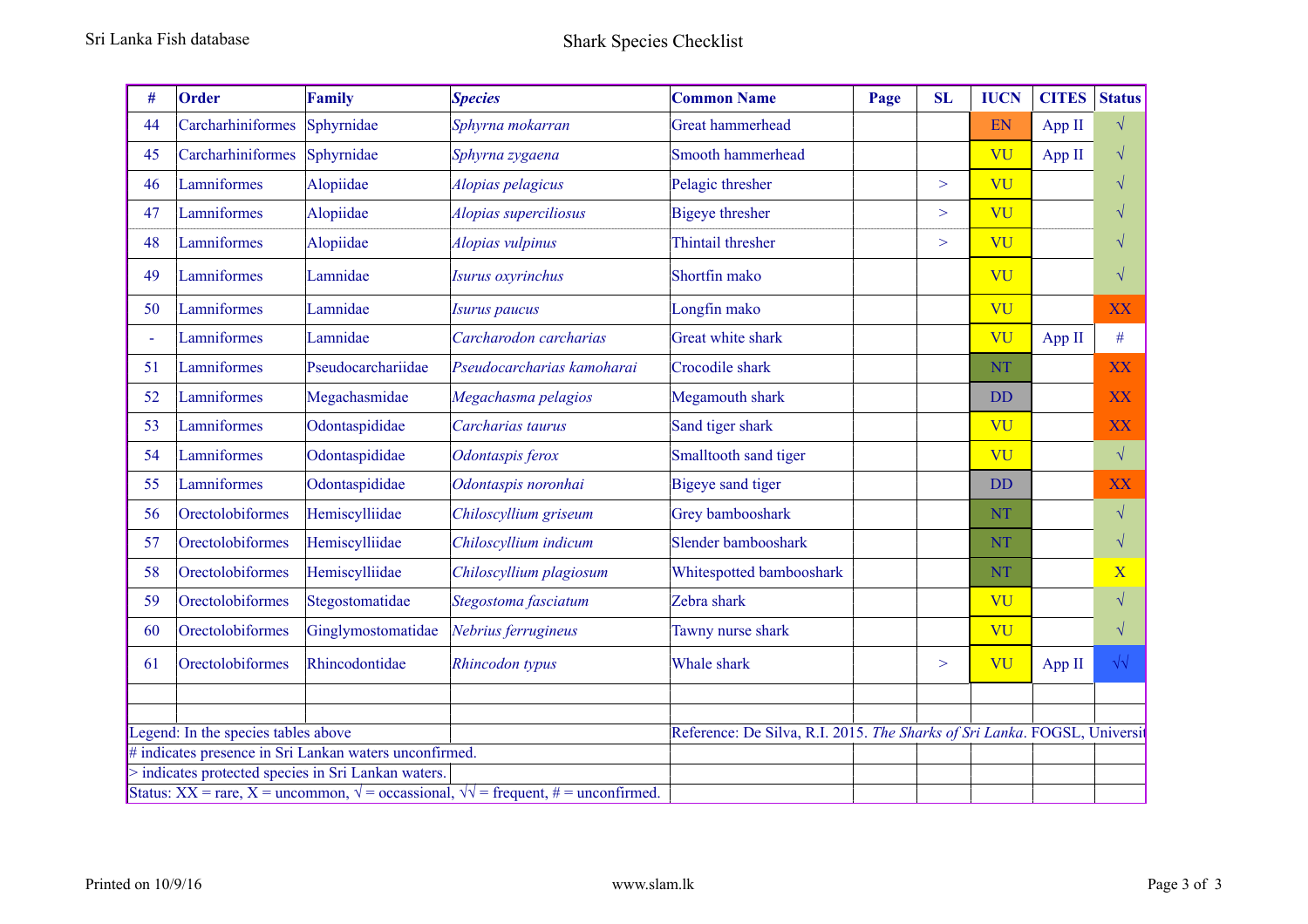| # | Order | Family | *Species* | Common Name | Page | SL | IUCN | CITES | Status |
|---|---|---|---|---|---|---|---|---|---|
| 44 | Carcharhiniformes | Sphyrnidae | *Sphyrna mokarran* | Great hammerhead | | | EN | App II | √ |
| 45 | Carcharhiniformes | Sphyrnidae | *Sphyrna zygaena* | Smooth hammerhead | | | VU | App II | √ |
| 46 | Lamniformes | Alopiidae | *Alopias pelagicus* | Pelagic thresher | | > | VU | | √ |
| 47 | Lamniformes | Alopiidae | *Alopias superciliosus* | Bigeye thresher | | > | VU | | √ |
| 48 | Lamniformes | Alopiidae | *Alopias vulpinus* | Thintail thresher | | > | VU | | √ |
| 49 | Lamniformes | Lamnidae | *Isurus oxyrinchus* | Shortfin mako | | | VU | | √ |
| 50 | Lamniformes | Lamnidae | *Isurus paucus* | Longfin mako | | | VU | | XX |
| - | Lamniformes | Lamnidae | *Carcharodon carcharias* | Great white shark | | | VU | App II | # |
| 51 | Lamniformes | Pseudocarchariidae | *Pseudocarcharias kamoharai* | Crocodile shark | | | NT | | XX |
| 52 | Lamniformes | Megachasmidae | *Megachasma pelagios* | Megamouth shark | | | DD | | XX |
| 53 | Lamniformes | Odontaspididae | *Carcharias taurus* | Sand tiger shark | | | VU | | XX |
| 54 | Lamniformes | Odontaspididae | *Odontaspis ferox* | Smalltooth sand tiger | | | VU | | √ |
| 55 | Lamniformes | Odontaspididae | *Odontaspis noronhai* | Bigeye sand tiger | | | DD | | XX |
| 56 | Orectolobiformes | Hemiscylliidae | *Chiloscyllium griseum* | Grey bambooshark | | | NT | | √ |
| 57 | Orectolobiformes | Hemiscylliidae | *Chiloscyllium indicum* | Slender bambooshark | | | NT | | √ |
| 58 | Orectolobiformes | Hemiscylliidae | *Chiloscyllium plagiosum* | Whitespotted bambooshark | | | NT | | X |
| 59 | Orectolobiformes | Stegostomatidae | *Stegostoma fasciatum* | Zebra shark | | | VU | | √ |
| 60 | Orectolobiformes | Ginglymostomatidae | *Nebrius ferrugineus* | Tawny nurse shark | | | VU | | √ |
| 61 | Orectolobiformes | Rhincodontidae | *Rhincodon typus* | Whale shark | | > | VU | App II | √√ |

Legend: In the species tables above

# indicates presence in Sri Lankan waters unconfirmed.

> indicates protected species in Sri Lankan waters.

Status: XX = rare, X = uncommon, √ = occassional, √√ = frequent, # = unconfirmed.

Reference: De Silva, R.I. 2015. *The Sharks of Sri Lanka*. FOGSL, Universit